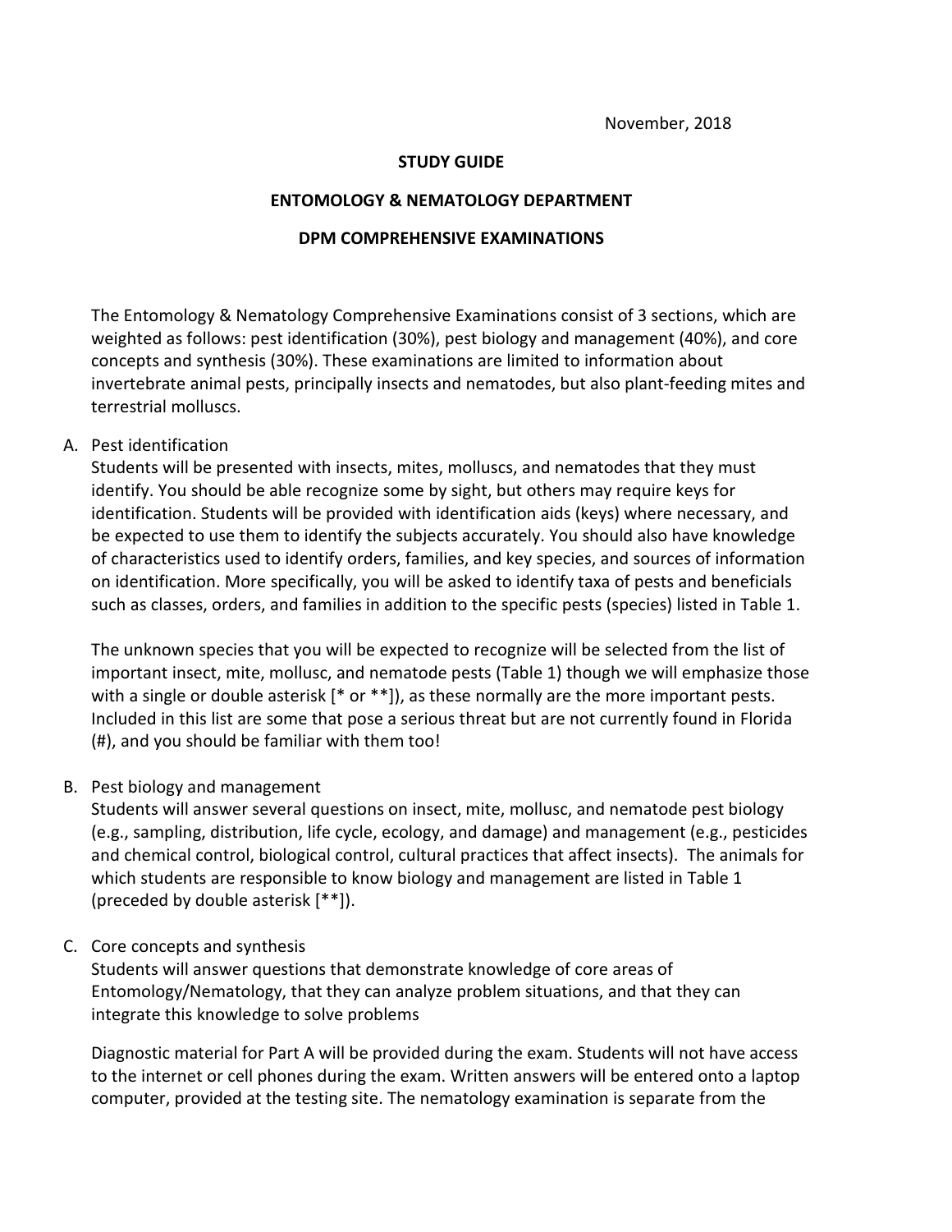November, 2018

**STUDY GUIDE**

**ENTOMOLOGY & NEMATOLOGY DEPARTMENT**

**DPM COMPREHENSIVE EXAMINATIONS**

The Entomology & Nematology Comprehensive Examinations consist of 3 sections, which are weighted as follows: pest identification (30%), pest biology and management (40%), and core concepts and synthesis (30%). These examinations are limited to information about invertebrate animal pests, principally insects and nematodes, but also plant-feeding mites and terrestrial molluscs.

A. Pest identification

Students will be presented with insects, mites, molluscs, and nematodes that they must identify. You should be able recognize some by sight, but others may require keys for identification. Students will be provided with identification aids (keys) where necessary, and be expected to use them to identify the subjects accurately. You should also have knowledge of characteristics used to identify orders, families, and key species, and sources of information on identification. More specifically, you will be asked to identify taxa of pests and beneficials such as classes, orders, and families in addition to the specific pests (species) listed in Table 1.

The unknown species that you will be expected to recognize will be selected from the list of important insect, mite, mollusc, and nematode pests (Table 1) though we will emphasize those with a single or double asterisk [* or **]), as these normally are the more important pests. Included in this list are some that pose a serious threat but are not currently found in Florida (#), and you should be familiar with them too!

B. Pest biology and management

Students will answer several questions on insect, mite, mollusc, and nematode pest biology (e.g., sampling, distribution, life cycle, ecology, and damage) and management (e.g., pesticides and chemical control, biological control, cultural practices that affect insects). The animals for which students are responsible to know biology and management are listed in Table 1 (preceded by double asterisk [**]).

C. Core concepts and synthesis

Students will answer questions that demonstrate knowledge of core areas of Entomology/Nematology, that they can analyze problem situations, and that they can integrate this knowledge to solve problems

Diagnostic material for Part A will be provided during the exam. Students will not have access to the internet or cell phones during the exam. Written answers will be entered onto a laptop computer, provided at the testing site. The nematology examination is separate from the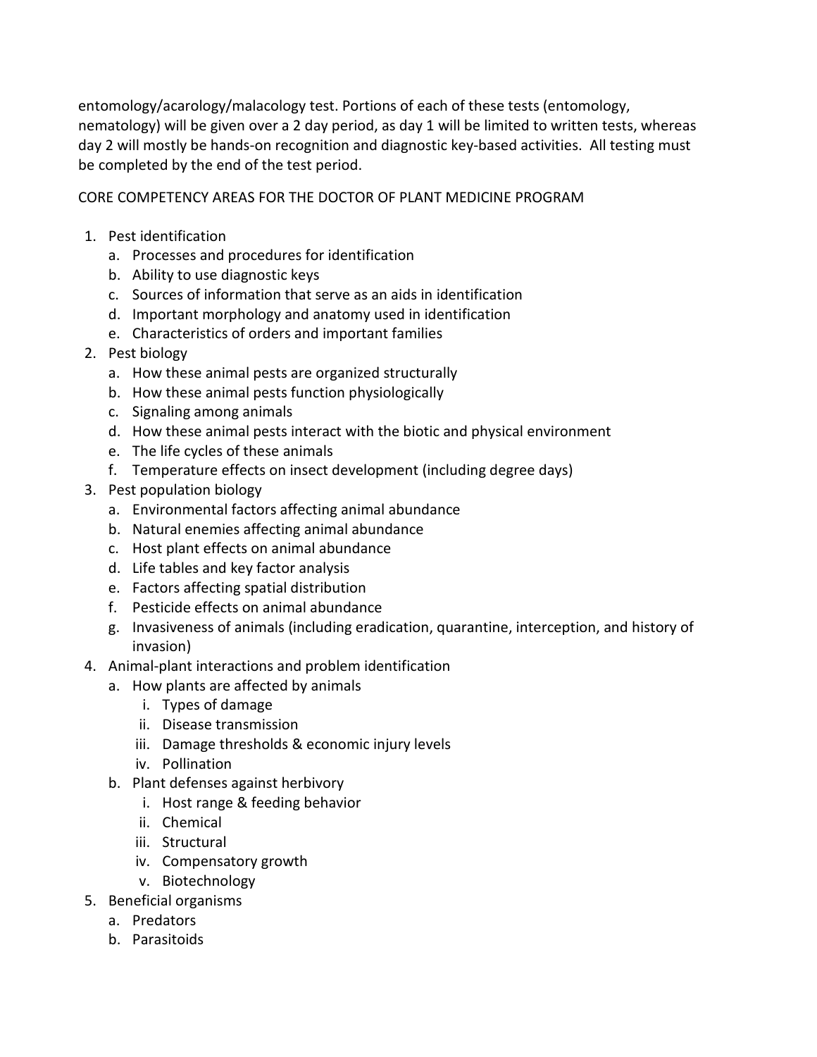entomology/acarology/malacology test. Portions of each of these tests (entomology, nematology) will be given over a 2 day period, as day 1 will be limited to written tests, whereas day 2 will mostly be hands-on recognition and diagnostic key-based activities. All testing must be completed by the end of the test period.

CORE COMPETENCY AREAS FOR THE DOCTOR OF PLANT MEDICINE PROGRAM

1. Pest identification
   a. Processes and procedures for identification
   b. Ability to use diagnostic keys
   c. Sources of information that serve as an aids in identification
   d. Important morphology and anatomy used in identification
   e. Characteristics of orders and important families
2. Pest biology
   a. How these animal pests are organized structurally
   b. How these animal pests function physiologically
   c. Signaling among animals
   d. How these animal pests interact with the biotic and physical environment
   e. The life cycles of these animals
   f. Temperature effects on insect development (including degree days)
3. Pest population biology
   a. Environmental factors affecting animal abundance
   b. Natural enemies affecting animal abundance
   c. Host plant effects on animal abundance
   d. Life tables and key factor analysis
   e. Factors affecting spatial distribution
   f. Pesticide effects on animal abundance
   g. Invasiveness of animals (including eradication, quarantine, interception, and history of invasion)
4. Animal-plant interactions and problem identification
   a. How plants are affected by animals
      i. Types of damage
      ii. Disease transmission
      iii. Damage thresholds & economic injury levels
      iv. Pollination
   b. Plant defenses against herbivory
      i. Host range & feeding behavior
      ii. Chemical
      iii. Structural
      iv. Compensatory growth
      v. Biotechnology
5. Beneficial organisms
   a. Predators
   b. Parasitoids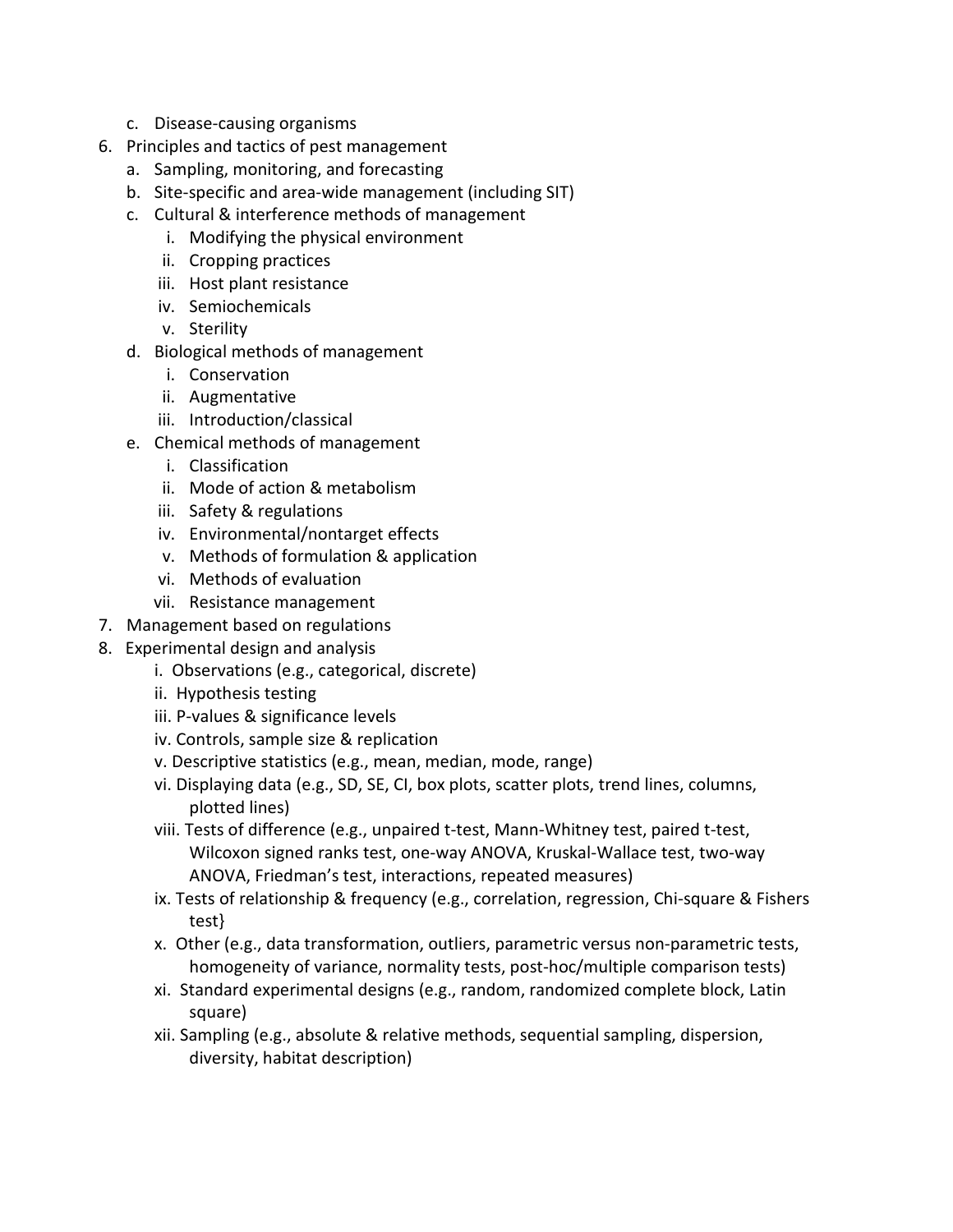c. Disease-causing organisms
6. Principles and tactics of pest management
   a. Sampling, monitoring, and forecasting
   b. Site-specific and area-wide management (including SIT)
   c. Cultural & interference methods of management
      i. Modifying the physical environment
      ii. Cropping practices
      iii. Host plant resistance
      iv. Semiochemicals
      v. Sterility
   d. Biological methods of management
      i. Conservation
      ii. Augmentative
      iii. Introduction/classical
   e. Chemical methods of management
      i. Classification
      ii. Mode of action & metabolism
      iii. Safety & regulations
      iv. Environmental/nontarget effects
      v. Methods of formulation & application
      vi. Methods of evaluation
      vii. Resistance management
7. Management based on regulations
8. Experimental design and analysis
   i. Observations (e.g., categorical, discrete)
   ii. Hypothesis testing
   iii. P-values & significance levels
   iv. Controls, sample size & replication
   v. Descriptive statistics (e.g., mean, median, mode, range)
   vi. Displaying data (e.g., SD, SE, CI, box plots, scatter plots, trend lines, columns, plotted lines)
   viii. Tests of difference (e.g., unpaired t-test, Mann-Whitney test, paired t-test, Wilcoxon signed ranks test, one-way ANOVA, Kruskal-Wallace test, two-way ANOVA, Friedman's test, interactions, repeated measures)
   ix. Tests of relationship & frequency (e.g., correlation, regression, Chi-square & Fishers test}
   x. Other (e.g., data transformation, outliers, parametric versus non-parametric tests, homogeneity of variance, normality tests, post-hoc/multiple comparison tests)
   xi. Standard experimental designs (e.g., random, randomized complete block, Latin square)
   xii. Sampling (e.g., absolute & relative methods, sequential sampling, dispersion, diversity, habitat description)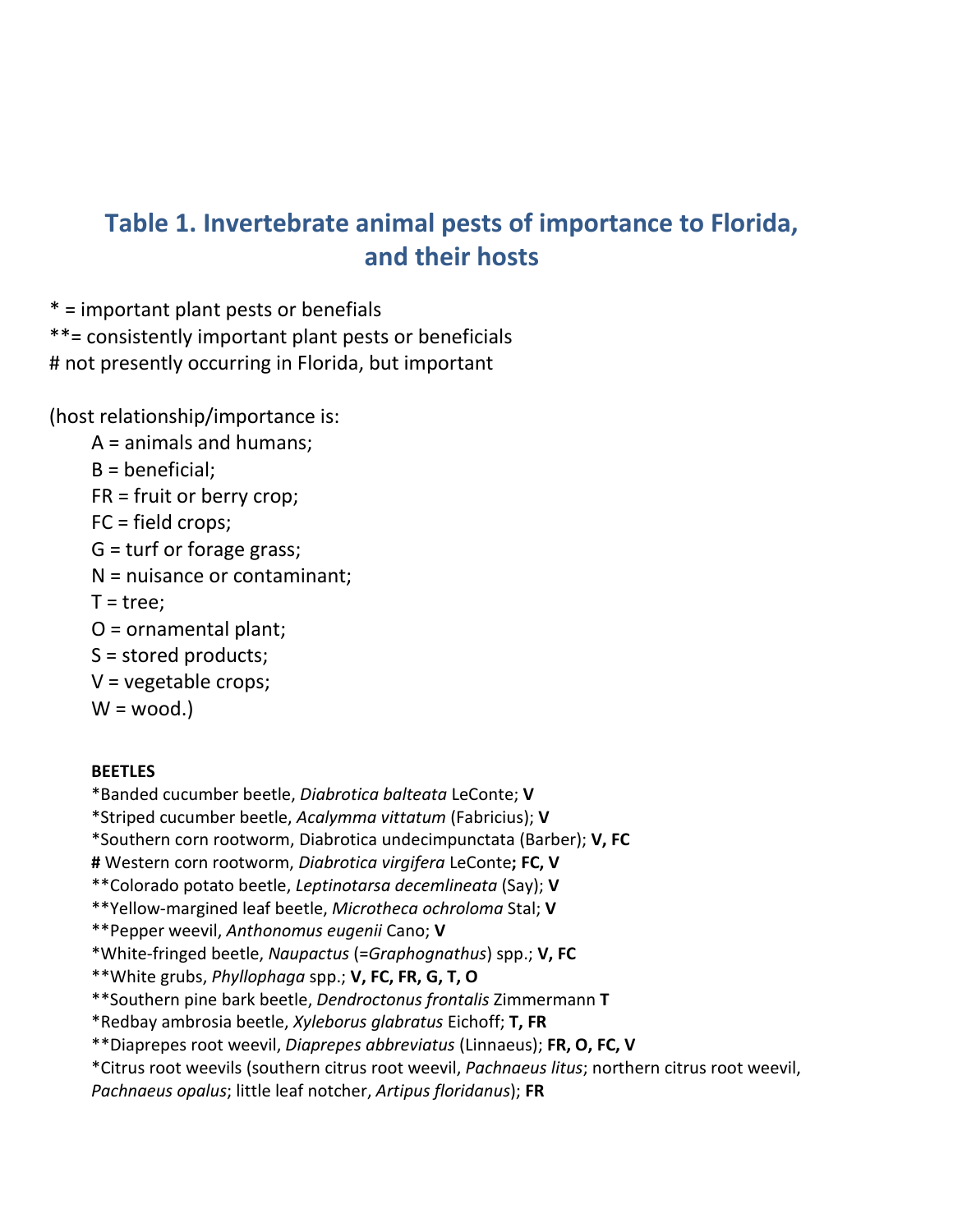# Table 1. Invertebrate animal pests of importance to Florida, and their hosts

* = important plant pests or benefials
**= consistently important plant pests or beneficials
# not presently occurring in Florida, but important

(host relationship/importance is:

A = animals and humans;
B = beneficial;
FR = fruit or berry crop;
FC = field crops;
G = turf or forage grass;
N = nuisance or contaminant;
T = tree;
O = ornamental plant;
S = stored products;
V = vegetable crops;
W = wood.)

**BEETLES**

*Banded cucumber beetle, *Diabrotica balteata* LeConte; **V**
*Striped cucumber beetle, *Acalymma vittatum* (Fabricius); **V**
*Southern corn rootworm, Diabrotica undecimpunctata (Barber); **V, FC**
**#** Western corn rootworm, *Diabrotica virgifera* LeConte**; FC, V**
**Colorado potato beetle, *Leptinotarsa decemlineata* (Say); **V**
**Yellow-margined leaf beetle, *Microtheca ochroloma* Stal; **V**
**Pepper weevil, *Anthonomus eugenii* Cano; **V**
*White-fringed beetle, *Naupactus* (=*Graphognathus*) spp.; **V, FC**
**White grubs, *Phyllophaga* spp.; **V, FC, FR, G, T, O**
**Southern pine bark beetle, *Dendroctonus frontalis* Zimmermann **T**
*Redbay ambrosia beetle, *Xyleborus glabratus* Eichoff; **T, FR**
**Diaprepes root weevil, *Diaprepes abbreviatus* (Linnaeus); **FR, O, FC, V**
*Citrus root weevils (southern citrus root weevil, *Pachnaeus litus*; northern citrus root weevil, *Pachnaeus opalus*; little leaf notcher, *Artipus floridanus*); **FR**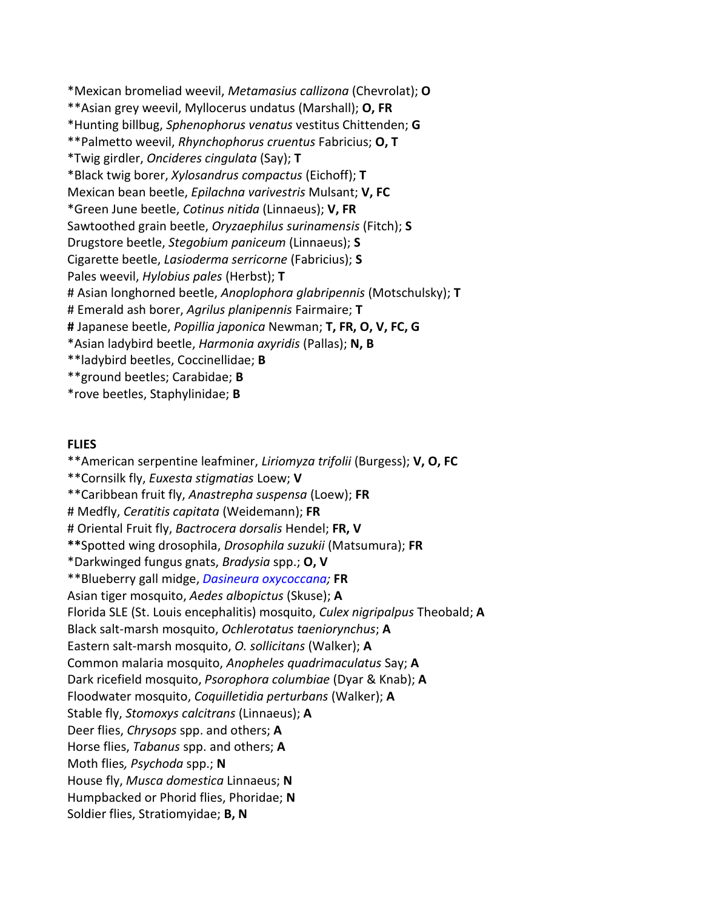*Mexican bromeliad weevil, *Metamasius callizona* (Chevrolat); **O**
**Asian grey weevil, Myllocerus undatus (Marshall); **O, FR**
*Hunting billbug, *Sphenophorus venatus* vestitus Chittenden; **G**
**Palmetto weevil, *Rhynchophorus cruentus* Fabricius; **O, T**
*Twig girdler, *Oncideres cingulata* (Say); **T**
*Black twig borer, *Xylosandrus compactus* (Eichoff); **T**
Mexican bean beetle, *Epilachna varivestris* Mulsant; **V, FC**
*Green June beetle, *Cotinus nitida* (Linnaeus); **V, FR**
Sawtoothed grain beetle, *Oryzaephilus surinamensis* (Fitch); **S**
Drugstore beetle, *Stegobium paniceum* (Linnaeus); **S**
Cigarette beetle, *Lasioderma serricorne* (Fabricius); **S**
Pales weevil, *Hylobius pales* (Herbst); **T**
# Asian longhorned beetle, *Anoplophora glabripennis* (Motschulsky); **T**
# Emerald ash borer, *Agrilus planipennis* Fairmaire; **T**
# Japanese beetle, *Popillia japonica* Newman; **T, FR, O, V, FC, G**
*Asian ladybird beetle, *Harmonia axyridis* (Pallas); **N, B**
**ladybird beetles, Coccinellidae; **B**
**ground beetles; Carabidae; **B**
*rove beetles, Staphylinidae; **B**

**FLIES**

**American serpentine leafminer, *Liriomyza trifolii* (Burgess); **V, O, FC**
**Cornsilk fly, *Euxesta stigmatias* Loew; **V**
**Caribbean fruit fly, *Anastrepha suspensa* (Loew); **FR**
# Medfly, *Ceratitis capitata* (Weidemann); **FR**
# Oriental Fruit fly, *Bactrocera dorsalis* Hendel; **FR, V**
**Spotted wing drosophila, *Drosophila suzukii* (Matsumura); **FR**
*Darkwinged fungus gnats, *Bradysia* spp.; **O, V**
**Blueberry gall midge, *Dasineura oxycoccana;* **FR**
Asian tiger mosquito, *Aedes albopictus* (Skuse); **A**
Florida SLE (St. Louis encephalitis) mosquito, *Culex nigripalpus* Theobald; **A**
Black salt-marsh mosquito, *Ochlerotatus taeniorynchus*; **A**
Eastern salt-marsh mosquito, *O. sollicitans* (Walker); **A**
Common malaria mosquito, *Anopheles quadrimaculatus* Say; **A**
Dark ricefield mosquito, *Psorophora columbiae* (Dyar & Knab); **A**
Floodwater mosquito, *Coquilletidia perturbans* (Walker); **A**
Stable fly, *Stomoxys calcitrans* (Linnaeus); **A**
Deer flies, *Chrysops* spp. and others; **A**
Horse flies, *Tabanus* spp. and others; **A**
Moth flies, *Psychoda* spp.; **N**
House fly, *Musca domestica* Linnaeus; **N**
Humpbacked or Phorid flies, Phoridae; **N**
Soldier flies, Stratiomyidae; **B, N**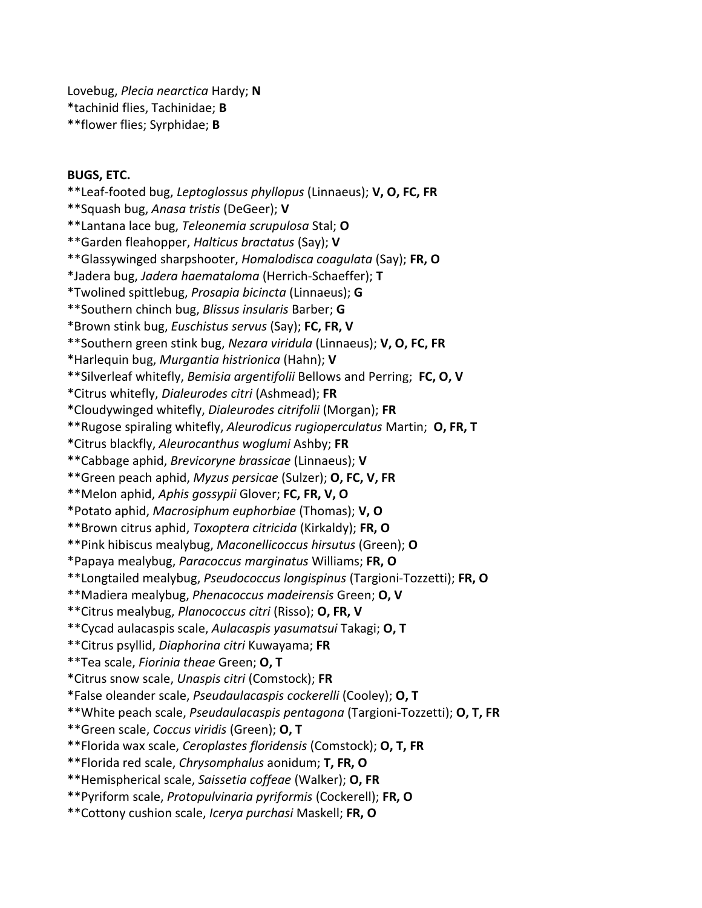Lovebug, *Plecia nearctica* Hardy; **N**
*tachinid flies, Tachinidae; **B**
**flower flies; Syrphidae; **B**

**BUGS, ETC.**

**Leaf-footed bug, *Leptoglossus phyllopus* (Linnaeus); **V, O, FC, FR**
**Squash bug, *Anasa tristis* (DeGeer); **V**
**Lantana lace bug, *Teleonemia scrupulosa* Stal; **O**
**Garden fleahopper, *Halticus bractatus* (Say); **V**
**Glassywinged sharpshooter, *Homalodisca coagulata* (Say); **FR, O**
*Jadera bug, *Jadera haemataloma* (Herrich-Schaeffer); **T**
*Twolined spittlebug, *Prosapia bicincta* (Linnaeus); **G**
**Southern chinch bug, *Blissus insularis* Barber; **G**
*Brown stink bug, *Euschistus servus* (Say); **FC, FR, V**
**Southern green stink bug, *Nezara viridula* (Linnaeus); **V, O, FC, FR**
*Harlequin bug, *Murgantia histrionica* (Hahn); **V**
**Silverleaf whitefly, *Bemisia argentifolii* Bellows and Perring; **FC, O, V**
*Citrus whitefly, *Dialeurodes citri* (Ashmead); **FR**
*Cloudywinged whitefly, *Dialeurodes citrifolii* (Morgan); **FR**
**Rugose spiraling whitefly, *Aleurodicus rugioperculatus* Martin; **O, FR, T**
*Citrus blackfly, *Aleurocanthus woglumi* Ashby; **FR**
**Cabbage aphid, *Brevicoryne brassicae* (Linnaeus); **V**
**Green peach aphid, *Myzus persicae* (Sulzer); **O, FC, V, FR**
**Melon aphid, *Aphis gossypii* Glover; **FC, FR, V, O**
*Potato aphid, *Macrosiphum euphorbiae* (Thomas); **V, O**
**Brown citrus aphid, *Toxoptera citricida* (Kirkaldy); **FR, O**
**Pink hibiscus mealybug, *Maconellicoccus hirsutus* (Green); **O**
*Papaya mealybug, *Paracoccus marginatus* Williams; **FR, O**
**Longtailed mealybug, *Pseudococcus longispinus* (Targioni-Tozzetti); **FR, O**
**Madiera mealybug, *Phenacoccus madeirensis* Green; **O, V**
**Citrus mealybug, *Planococcus citri* (Risso); **O, FR, V**
**Cycad aulacaspis scale, *Aulacaspis yasumatsui* Takagi; **O, T**
**Citrus psyllid, *Diaphorina citri* Kuwayama; **FR**
**Tea scale, *Fiorinia theae* Green; **O, T**
*Citrus snow scale, *Unaspis citri* (Comstock); **FR**
*False oleander scale, *Pseudaulacaspis cockerelli* (Cooley); **O, T**
**White peach scale, *Pseudaulacaspis pentagona* (Targioni-Tozzetti); **O, T, FR**
**Green scale, *Coccus viridis* (Green); **O, T**
**Florida wax scale, *Ceroplastes floridensis* (Comstock); **O, T, FR**
**Florida red scale, *Chrysomphalus* aonidum; **T, FR, O**
**Hemispherical scale, *Saissetia coffeae* (Walker); **O, FR**
**Pyriform scale, *Protopulvinaria pyriformis* (Cockerell); **FR, O**
**Cottony cushion scale, *Icerya purchasi* Maskell; **FR, O**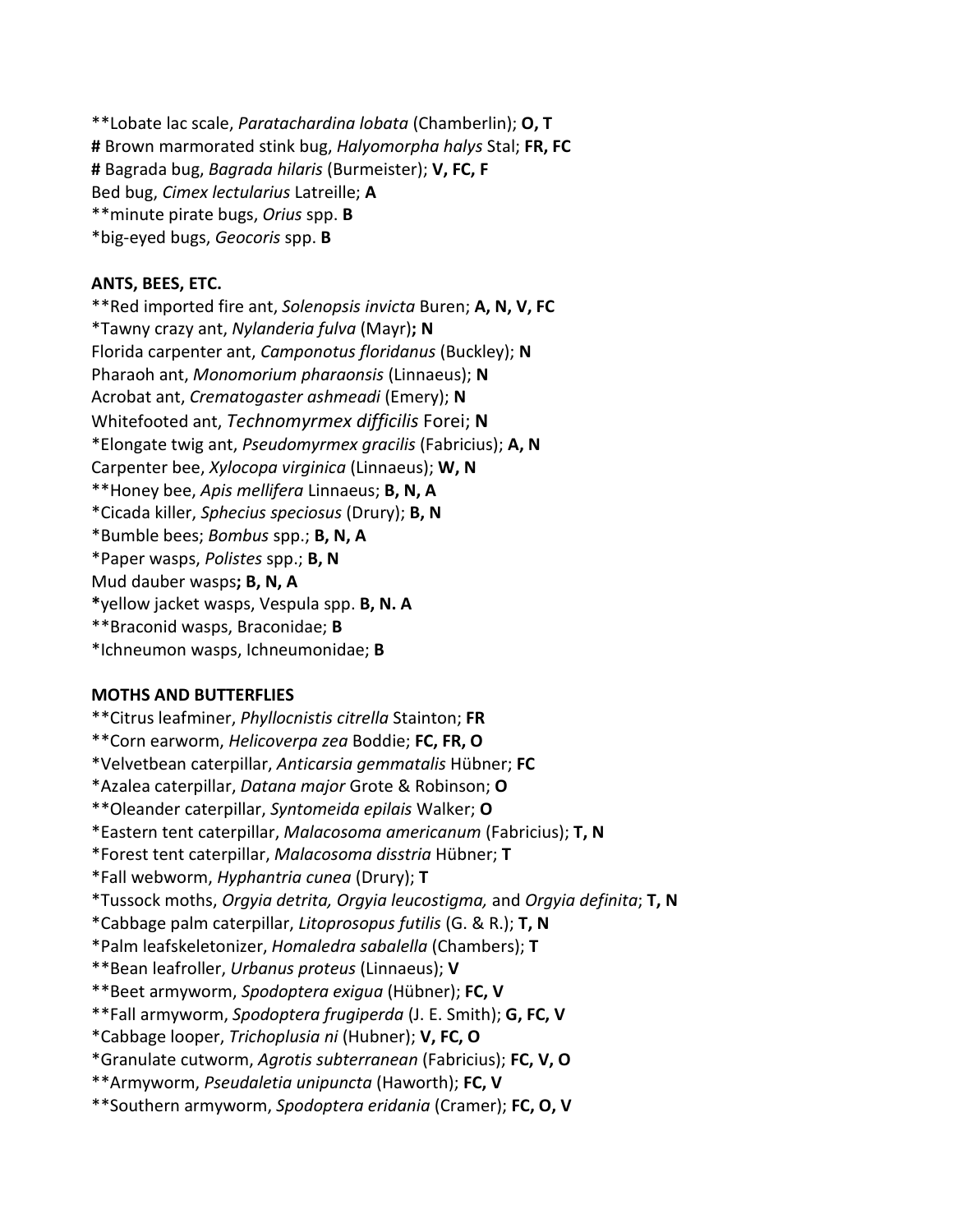**Lobate lac scale, *Paratachardina lobata* (Chamberlin); **O, T**
**#** Brown marmorated stink bug, *Halyomorpha halys* Stal; **FR, FC**
**#** Bagrada bug, *Bagrada hilaris* (Burmeister); **V, FC, F**
Bed bug, *Cimex lectularius* Latreille; **A**
**minute pirate bugs, *Orius* spp. **B**
*big-eyed bugs, *Geocoris* spp. **B**

**ANTS, BEES, ETC.**

**Red imported fire ant, *Solenopsis invicta* Buren; **A, N, V, FC**
*Tawny crazy ant, *Nylanderia fulva* (Mayr)**; N**
Florida carpenter ant, *Camponotus floridanus* (Buckley); **N**
Pharaoh ant, *Monomorium pharaonsis* (Linnaeus); **N**
Acrobat ant, *Crematogaster ashmeadi* (Emery); **N**
Whitefooted ant, *Technomyrmex difficilis* Forei; **N**
*Elongate twig ant, *Pseudomyrmex gracilis* (Fabricius); **A, N**
Carpenter bee, *Xylocopa virginica* (Linnaeus); **W, N**
**Honey bee, *Apis mellifera* Linnaeus; **B, N, A**
*Cicada killer, *Sphecius speciosus* (Drury); **B, N**
*Bumble bees; *Bombus* spp.; **B, N, A**
*Paper wasps, *Polistes* spp.; **B, N**
Mud dauber wasps**; B, N, A**
**\***yellow jacket wasps, Vespula spp. **B, N. A**
**Braconid wasps, Braconidae; **B**
*Ichneumon wasps, Ichneumonidae; **B**

**MOTHS AND BUTTERFLIES**

**Citrus leafminer, *Phyllocnistis citrella* Stainton; **FR**
**Corn earworm, *Helicoverpa zea* Boddie; **FC, FR, O**
*Velvetbean caterpillar, *Anticarsia gemmatalis* Hübner; **FC**
*Azalea caterpillar, *Datana major* Grote & Robinson; **O**
**Oleander caterpillar, *Syntomeida epilais* Walker; **O**
*Eastern tent caterpillar, *Malacosoma americanum* (Fabricius); **T, N**
*Forest tent caterpillar, *Malacosoma disstria* Hübner; **T**
*Fall webworm, *Hyphantria cunea* (Drury); **T**
*Tussock moths, *Orgyia detrita, Orgyia leucostigma,* and *Orgyia definita*; **T, N**
*Cabbage palm caterpillar, *Litoprosopus futilis* (G. & R.); **T, N**
*Palm leafskeletonizer, *Homaledra sabalella* (Chambers); **T**
**Bean leafroller, *Urbanus proteus* (Linnaeus); **V**
**Beet armyworm, *Spodoptera exigua* (Hübner); **FC, V**
**Fall armyworm, *Spodoptera frugiperda* (J. E. Smith); **G, FC, V**
*Cabbage looper, *Trichoplusia ni* (Hubner); **V, FC, O**
*Granulate cutworm, *Agrotis subterranean* (Fabricius); **FC, V, O**
**Armyworm, *Pseudaletia unipuncta* (Haworth); **FC, V**
**Southern armyworm, *Spodoptera eridania* (Cramer); **FC, O, V**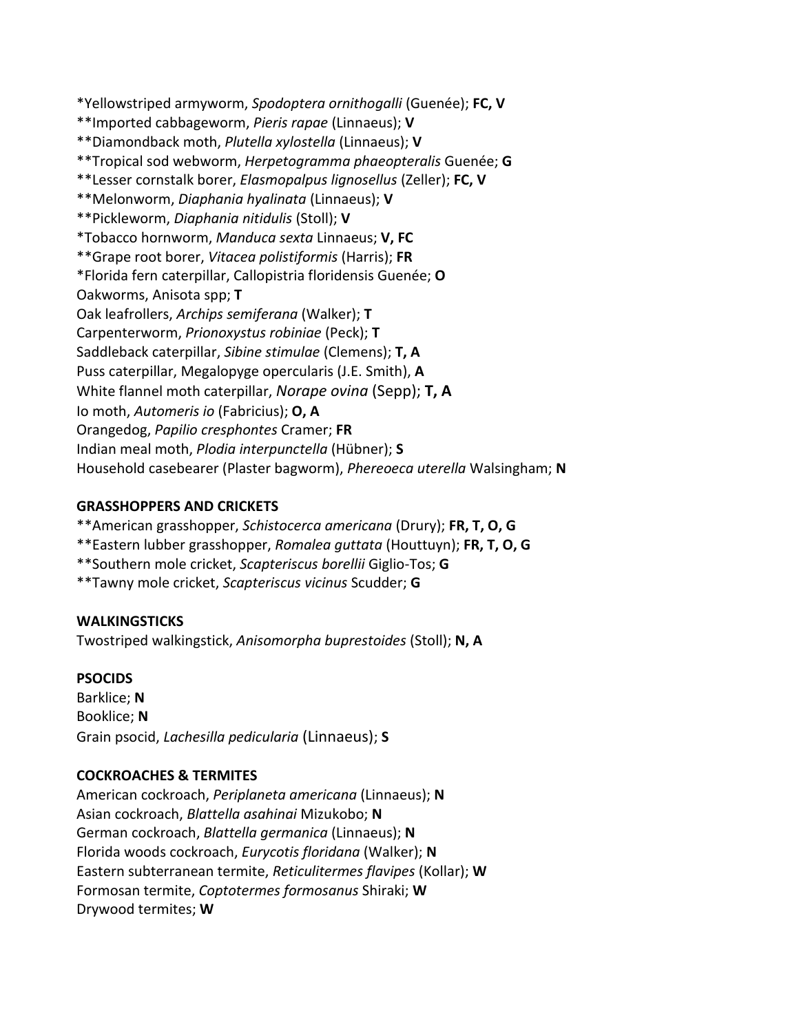*Yellowstriped armyworm, *Spodoptera ornithogalli* (Guenée); **FC, V**
**Imported cabbageworm, *Pieris rapae* (Linnaeus); **V**
**Diamondback moth, *Plutella xylostella* (Linnaeus); **V**
**Tropical sod webworm, *Herpetogramma phaeopteralis* Guenée; **G**
**Lesser cornstalk borer, *Elasmopalpus lignosellus* (Zeller); **FC, V**
**Melonworm, *Diaphania hyalinata* (Linnaeus); **V**
**Pickleworm, *Diaphania nitidulis* (Stoll); **V**
*Tobacco hornworm, *Manduca sexta* Linnaeus; **V, FC**
**Grape root borer, *Vitacea polistiformis* (Harris); **FR**
*Florida fern caterpillar, Callopistria floridensis Guenée; **O**
Oakworms, Anisota spp; **T**
Oak leafrollers, *Archips semiferana* (Walker); **T**
Carpenterworm, *Prionoxystus robiniae* (Peck); **T**
Saddleback caterpillar, *Sibine stimulae* (Clemens); **T, A**
Puss caterpillar, Megalopyge opercularis (J.E. Smith), **A**
White flannel moth caterpillar, *Norape ovina* (Sepp); **T, A**
Io moth, *Automeris io* (Fabricius); **O, A**
Orangedog, *Papilio cresphontes* Cramer; **FR**
Indian meal moth, *Plodia interpunctella* (Hübner); **S**
Household casebearer (Plaster bagworm), *Phereoeca uterella* Walsingham; **N**

**GRASSHOPPERS AND CRICKETS**
**American grasshopper, *Schistocerca americana* (Drury); **FR, T, O, G**
**Eastern lubber grasshopper, *Romalea guttata* (Houttuyn); **FR, T, O, G**
**Southern mole cricket, *Scapteriscus borellii* Giglio-Tos; **G**
**Tawny mole cricket, *Scapteriscus vicinus* Scudder; **G**

**WALKINGSTICKS**
Twostriped walkingstick, *Anisomorpha buprestoides* (Stoll); **N, A**

**PSOCIDS**
Barklice; **N**
Booklice; **N**
Grain psocid, *Lachesilla pedicularia* (Linnaeus); **S**

**COCKROACHES & TERMITES**
American cockroach, *Periplaneta americana* (Linnaeus); **N**
Asian cockroach, *Blattella asahinai* Mizukobo; **N**
German cockroach, *Blattella germanica* (Linnaeus); **N**
Florida woods cockroach, *Eurycotis floridana* (Walker); **N**
Eastern subterranean termite, *Reticulitermes flavipes* (Kollar); **W**
Formosan termite, *Coptotermes formosanus* Shiraki; **W**
Drywood termites; **W**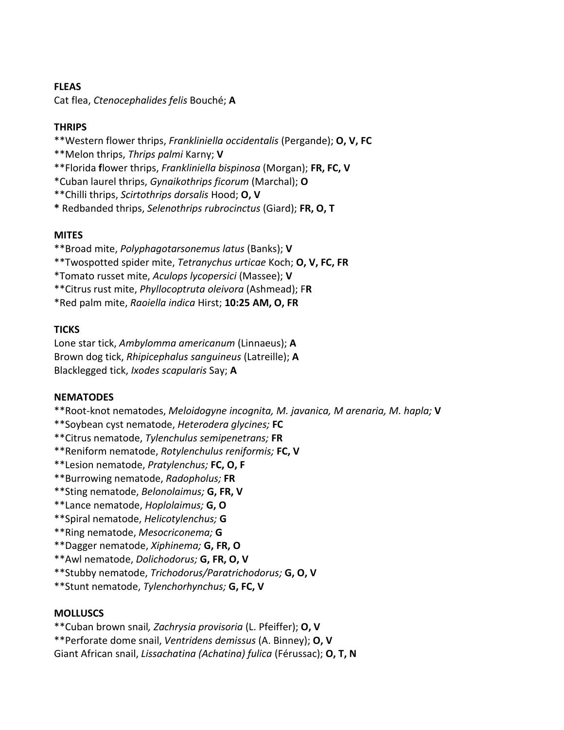**FLEAS**

Cat flea, *Ctenocephalides felis* Bouché; **A**

**THRIPS**

**Western flower thrips, *Frankliniella occidentalis* (Pergande); **O, V, FC**
**Melon thrips, *Thrips palmi* Karny; **V**
**Florida **f**lower thrips, *Frankliniella bispinosa* (Morgan); **FR, FC, V**
*Cuban laurel thrips, *Gynaikothrips ficorum* (Marchal); **O**
**Chilli thrips, *Scirtothrips dorsalis* Hood; **O, V**
**\*** Redbanded thrips, *Selenothrips rubrocinctus* (Giard); **FR, O, T**

**MITES**

**Broad mite, *Polyphagotarsonemus latus* (Banks); **V**
**Twospotted spider mite, *Tetranychus urticae* Koch; **O, V, FC, FR**
*Tomato russet mite, *Aculops lycopersici* (Massee); **V**
**Citrus rust mite, *Phyllocoptruta oleivora* (Ashmead); F**R**
*Red palm mite, *Raoiella indica* Hirst; **10:25 AM, O, FR**

**TICKS**

Lone star tick, *Ambylomma americanum* (Linnaeus); **A**
Brown dog tick, *Rhipicephalus sanguineus* (Latreille); **A**
Blacklegged tick, *Ixodes scapularis* Say; **A**

**NEMATODES**

**Root-knot nematodes, *Meloidogyne incognita, M. javanica, M arenaria, M. hapla;* **V**
**Soybean cyst nematode, *Heterodera glycines;* **FC**
**Citrus nematode, *Tylenchulus semipenetrans;* **FR**
**Reniform nematode, *Rotylenchulus reniformis;* **FC, V**
**Lesion nematode, *Pratylenchus;* **FC, O, F**
**Burrowing nematode, *Radopholus;* **FR**
**Sting nematode, *Belonolaimus;* **G, FR, V**
**Lance nematode, *Hoplolaimus;* **G, O**
**Spiral nematode, *Helicotylenchus;* **G**
**Ring nematode, *Mesocriconema;* **G**
**Dagger nematode, *Xiphinema;* **G, FR, O**
**Awl nematode, *Dolichodorus;* **G, FR, O, V**
**Stubby nematode, *Trichodorus/Paratrichodorus;* **G, O, V**
**Stunt nematode, *Tylenchorhynchus;* **G, FC, V**

**MOLLUSCS**

**Cuban brown snail*, Zachrysia provisoria* (L. Pfeiffer); **O, V**
**Perforate dome snail, *Ventridens demissus* (A. Binney); **O, V**
Giant African snail, *Lissachatina (Achatina) fulica* (Férussac); **O, T, N**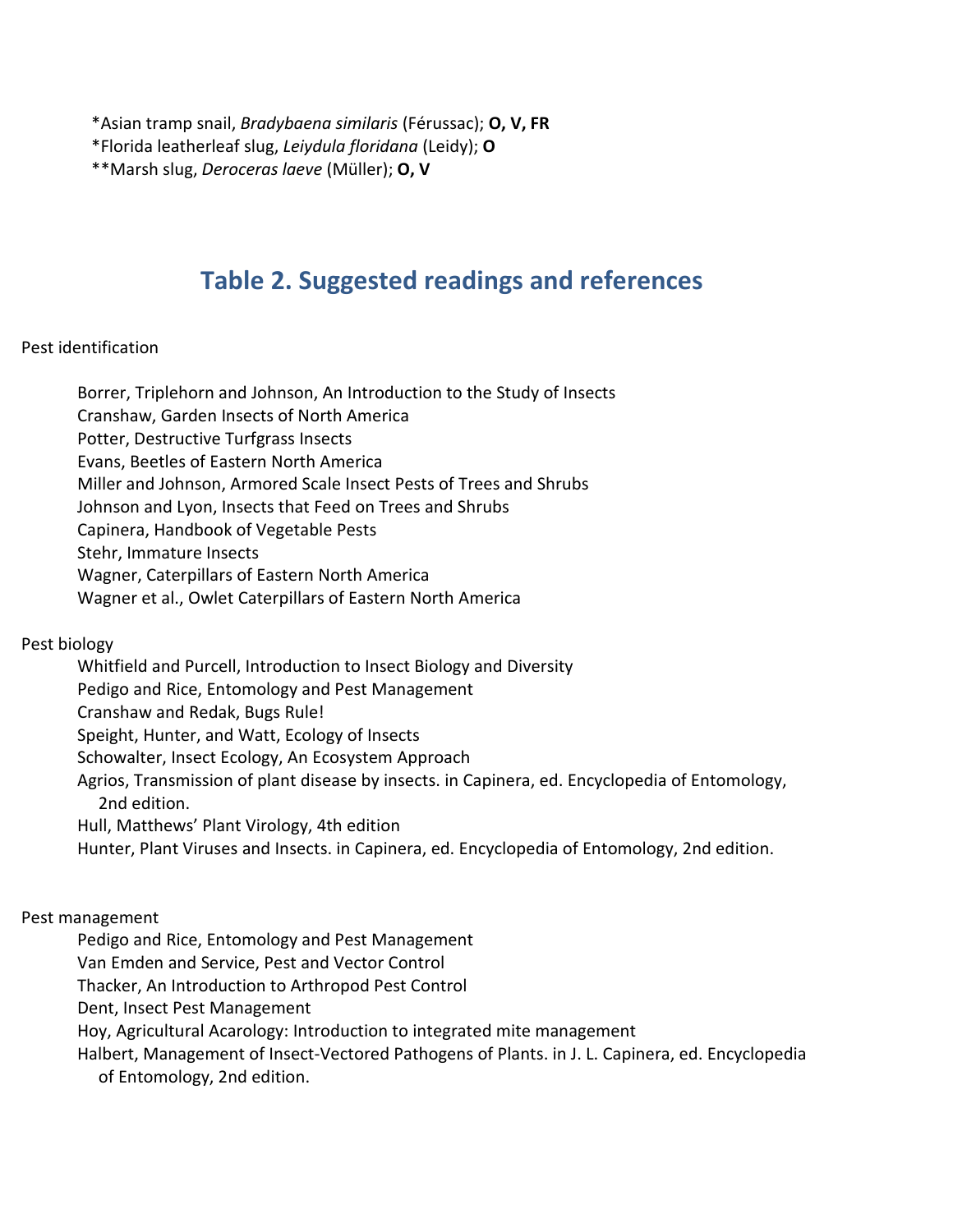*Asian tramp snail, *Bradybaena similaris* (Férussac); **O, V, FR**
*Florida leatherleaf slug, *Leiydula floridana* (Leidy); **O**
**Marsh slug, *Deroceras laeve* (Müller); **O, V**

## Table 2. Suggested readings and references

Pest identification

Borrer, Triplehorn and Johnson, An Introduction to the Study of Insects
Cranshaw, Garden Insects of North America
Potter, Destructive Turfgrass Insects
Evans, Beetles of Eastern North America
Miller and Johnson, Armored Scale Insect Pests of Trees and Shrubs
Johnson and Lyon, Insects that Feed on Trees and Shrubs
Capinera, Handbook of Vegetable Pests
Stehr, Immature Insects
Wagner, Caterpillars of Eastern North America
Wagner et al., Owlet Caterpillars of Eastern North America

Pest biology

Whitfield and Purcell, Introduction to Insect Biology and Diversity
Pedigo and Rice, Entomology and Pest Management
Cranshaw and Redak, Bugs Rule!
Speight, Hunter, and Watt, Ecology of Insects
Schowalter, Insect Ecology, An Ecosystem Approach
Agrios, Transmission of plant disease by insects. in Capinera, ed. Encyclopedia of Entomology, 2nd edition.
Hull, Matthews' Plant Virology, 4th edition
Hunter, Plant Viruses and Insects. in Capinera, ed. Encyclopedia of Entomology, 2nd edition.

Pest management

Pedigo and Rice, Entomology and Pest Management
Van Emden and Service, Pest and Vector Control
Thacker, An Introduction to Arthropod Pest Control
Dent, Insect Pest Management
Hoy, Agricultural Acarology: Introduction to integrated mite management
Halbert, Management of Insect-Vectored Pathogens of Plants. in J. L. Capinera, ed. Encyclopedia of Entomology, 2nd edition.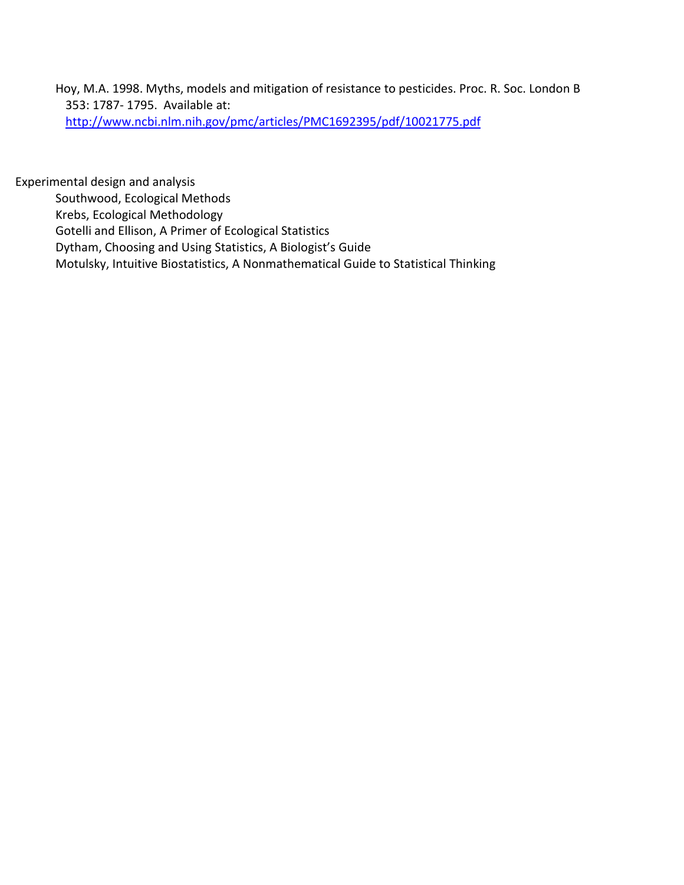Hoy, M.A. 1998. Myths, models and mitigation of resistance to pesticides. Proc. R. Soc. London B 353: 1787- 1795. Available at: [http://www.ncbi.nlm.nih.gov/pmc/articles/PMC1692395/pdf/10021775.pdf](http://www.ncbi.nlm.nih.gov/pmc/articles/PMC1692395/pdf/10021775.pdf)

Experimental design and analysis

- Southwood, Ecological Methods
- Krebs, Ecological Methodology
- Gotelli and Ellison, A Primer of Ecological Statistics
- Dytham, Choosing and Using Statistics, A Biologist's Guide
- Motulsky, Intuitive Biostatistics, A Nonmathematical Guide to Statistical Thinking